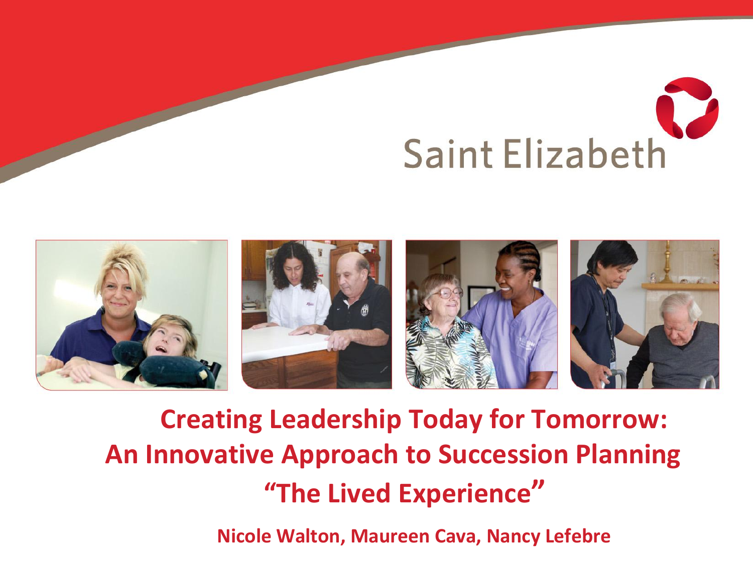Saint Elizabeth

# Creating Leadership Today for Tomorrow: An Innovative Approach to Succession Planning "The Lived Experience"

**Nicole Walton, Maureen Cava, Nancy Lefebre**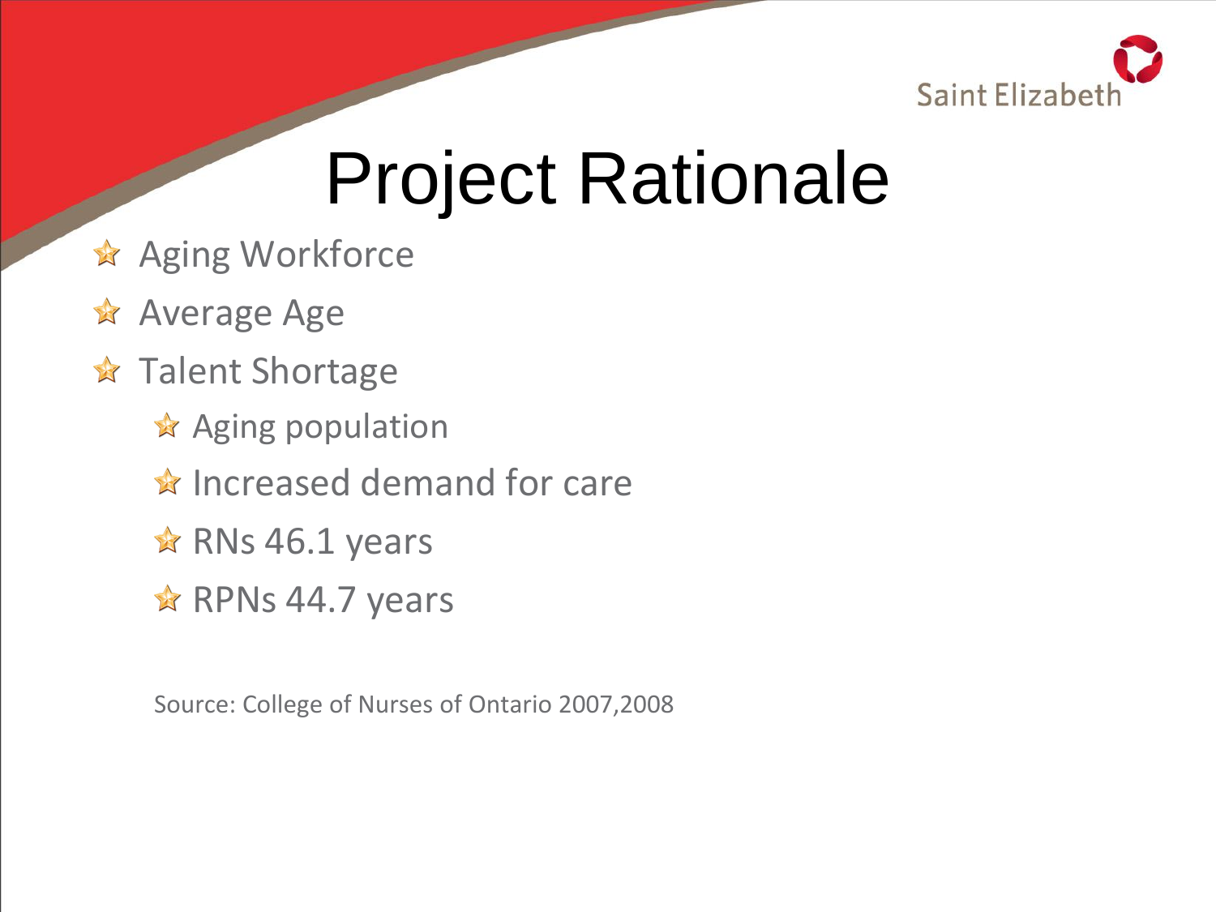# Project Rationale

- Aging Workforce
- Average Age
- Talent Shortage
  - Aging population
  - Increased demand for care
  - RNs 46.1 years
  - RPNs 44.7 years

Source: College of Nurses of Ontario 2007,2008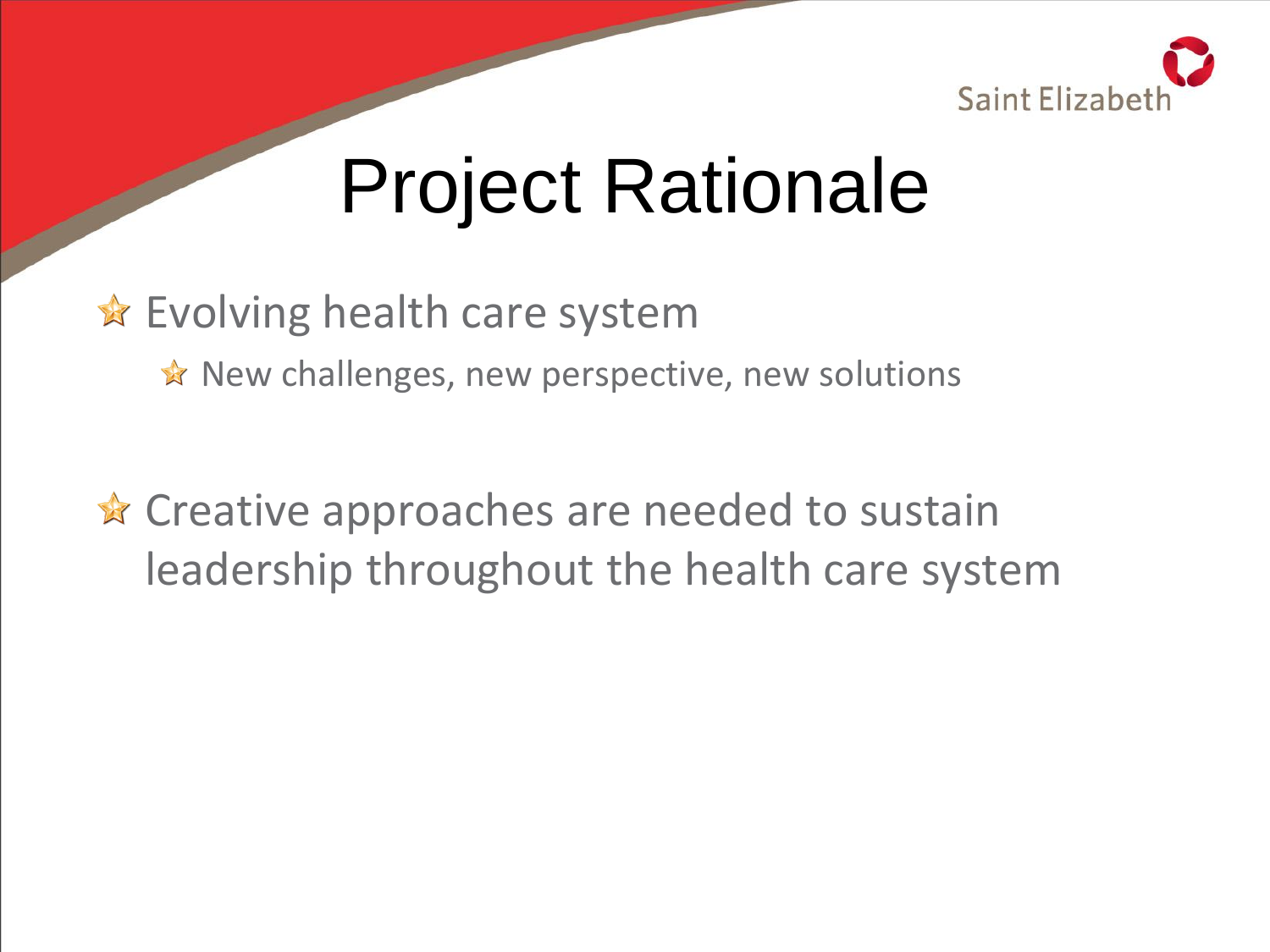# Project Rationale

- Evolving health care system
  - New challenges, new perspective, new solutions
- Creative approaches are needed to sustain leadership throughout the health care system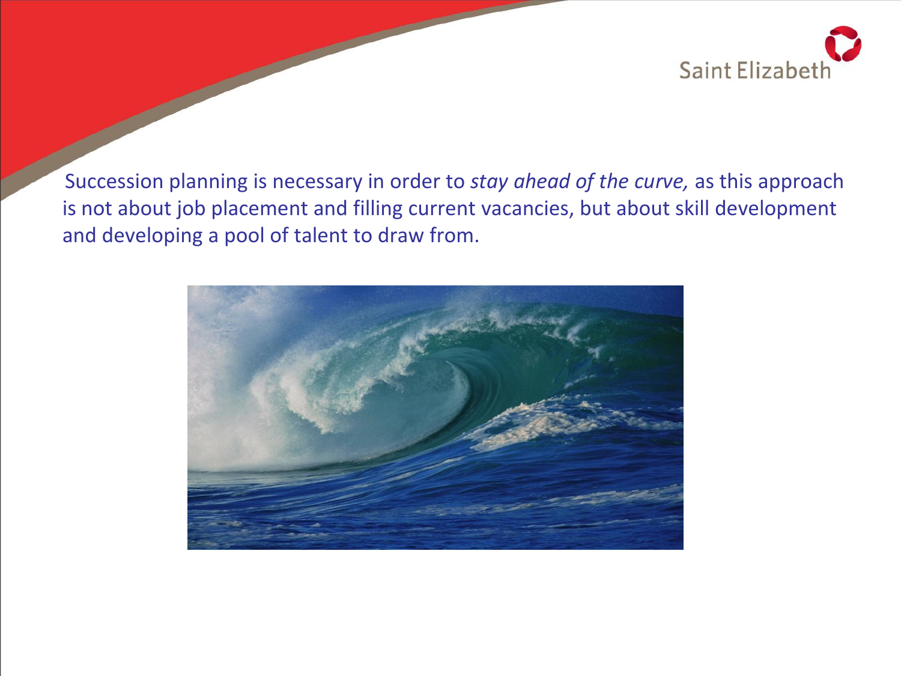Succession planning is necessary in order to *stay ahead of the curve,* as this approach is not about job placement and filling current vacancies, but about skill development and developing a pool of talent to draw from.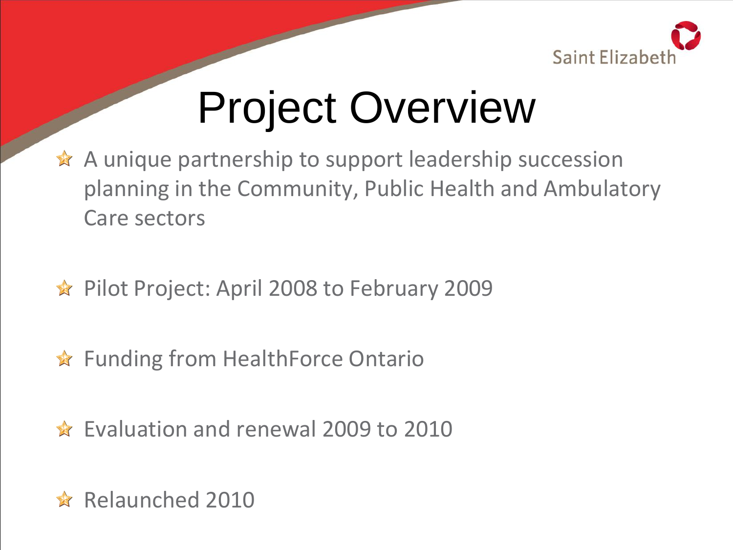# Project Overview

- A unique partnership to support leadership succession planning in the Community, Public Health and Ambulatory Care sectors
- Pilot Project: April 2008 to February 2009
- Funding from HealthForce Ontario
- Evaluation and renewal 2009 to 2010
- Relaunched 2010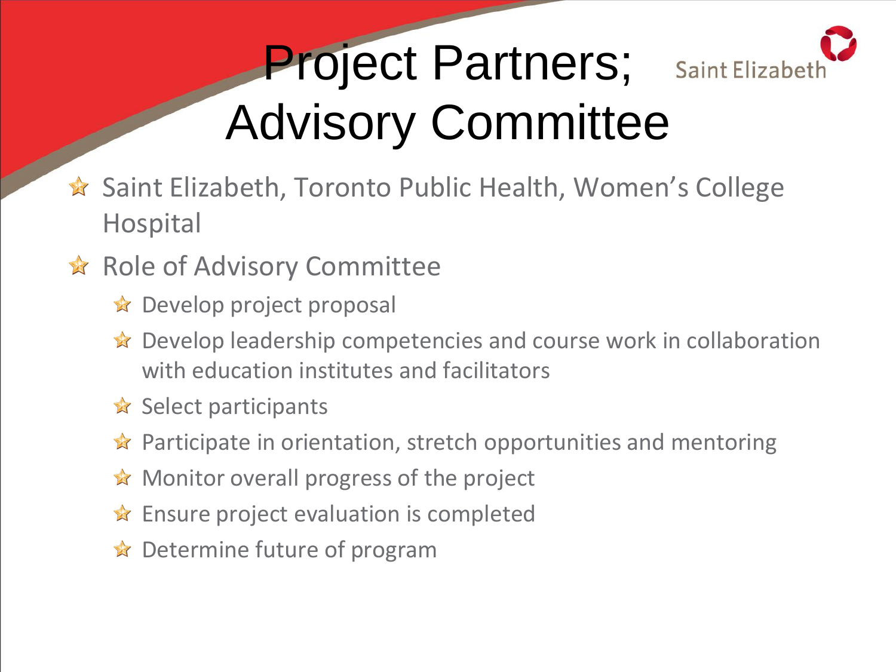# Project Partners; Advisory Committee

Saint Elizabeth

- Saint Elizabeth, Toronto Public Health, Women's College Hospital
- Role of Advisory Committee
  - Develop project proposal
  - Develop leadership competencies and course work in collaboration with education institutes and facilitators
  - Select participants
  - Participate in orientation, stretch opportunities and mentoring
  - Monitor overall progress of the project
  - Ensure project evaluation is completed
  - Determine future of program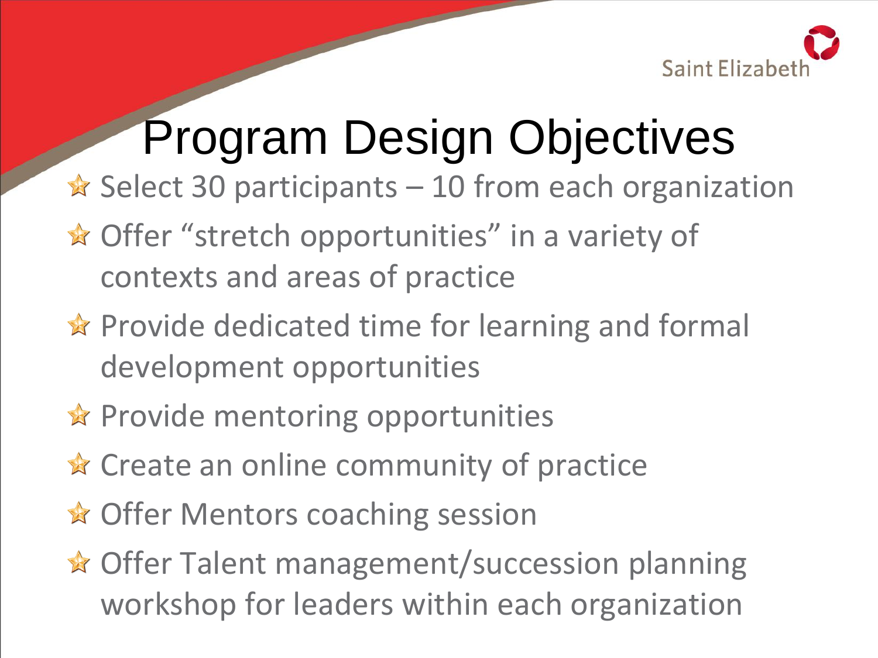# Program Design Objectives

- Select 30 participants – 10 from each organization
- Offer "stretch opportunities" in a variety of contexts and areas of practice
- Provide dedicated time for learning and formal development opportunities
- Provide mentoring opportunities
- Create an online community of practice
- Offer Mentors coaching session
- Offer Talent management/succession planning workshop for leaders within each organization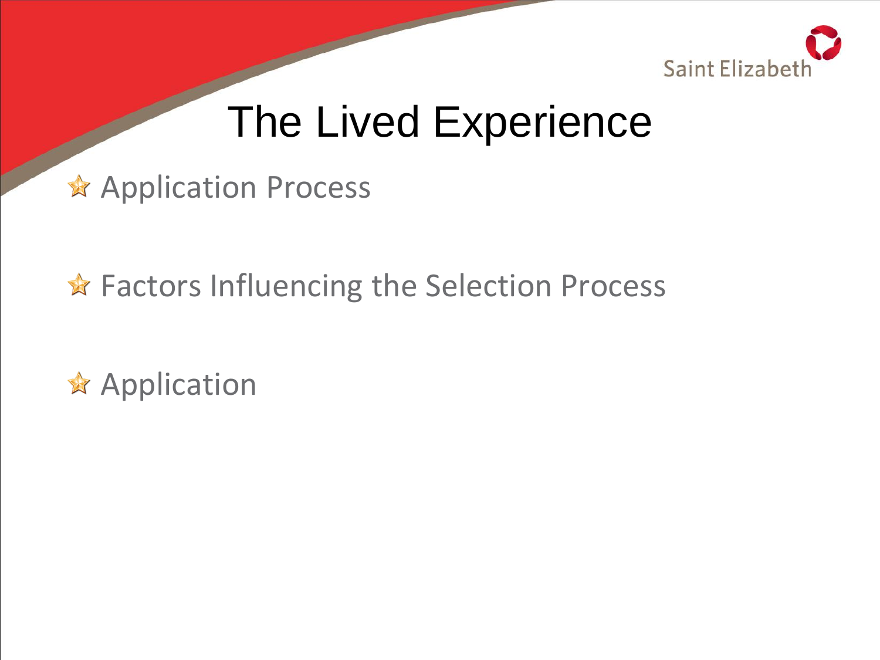# The Lived Experience

- Application Process
- Factors Influencing the Selection Process
- Application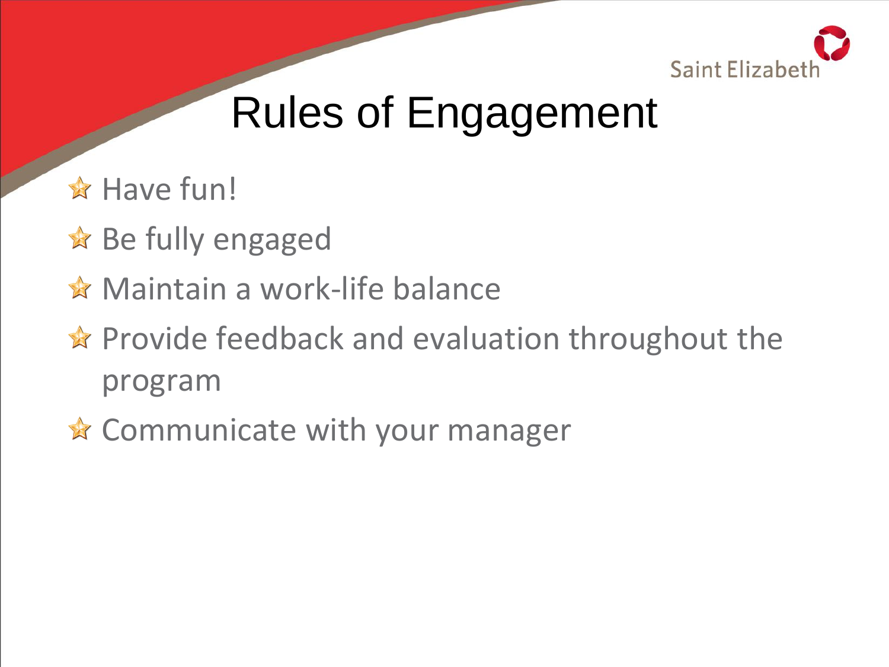# Rules of Engagement

- Have fun!
- Be fully engaged
- Maintain a work-life balance
- Provide feedback and evaluation throughout the program
- Communicate with your manager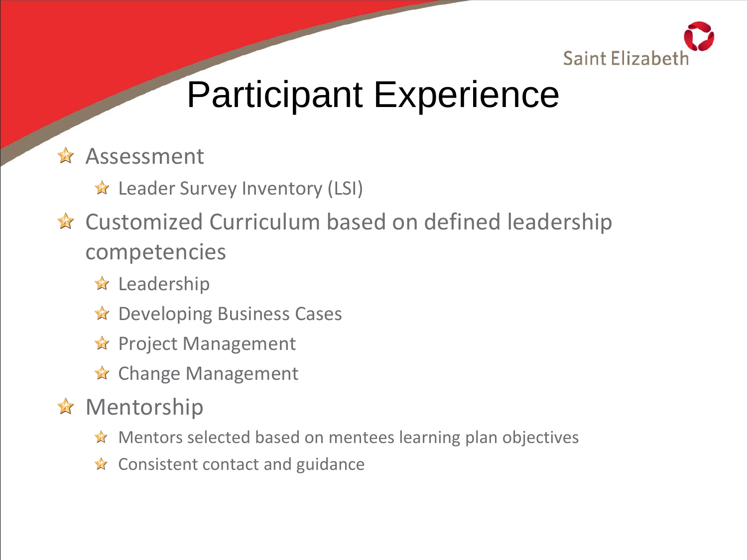# Participant Experience

- Assessment
  - Leader Survey Inventory (LSI)
- Customized Curriculum based on defined leadership competencies
  - Leadership
  - Developing Business Cases
  - Project Management
  - Change Management
- Mentorship
  - Mentors selected based on mentees learning plan objectives
  - Consistent contact and guidance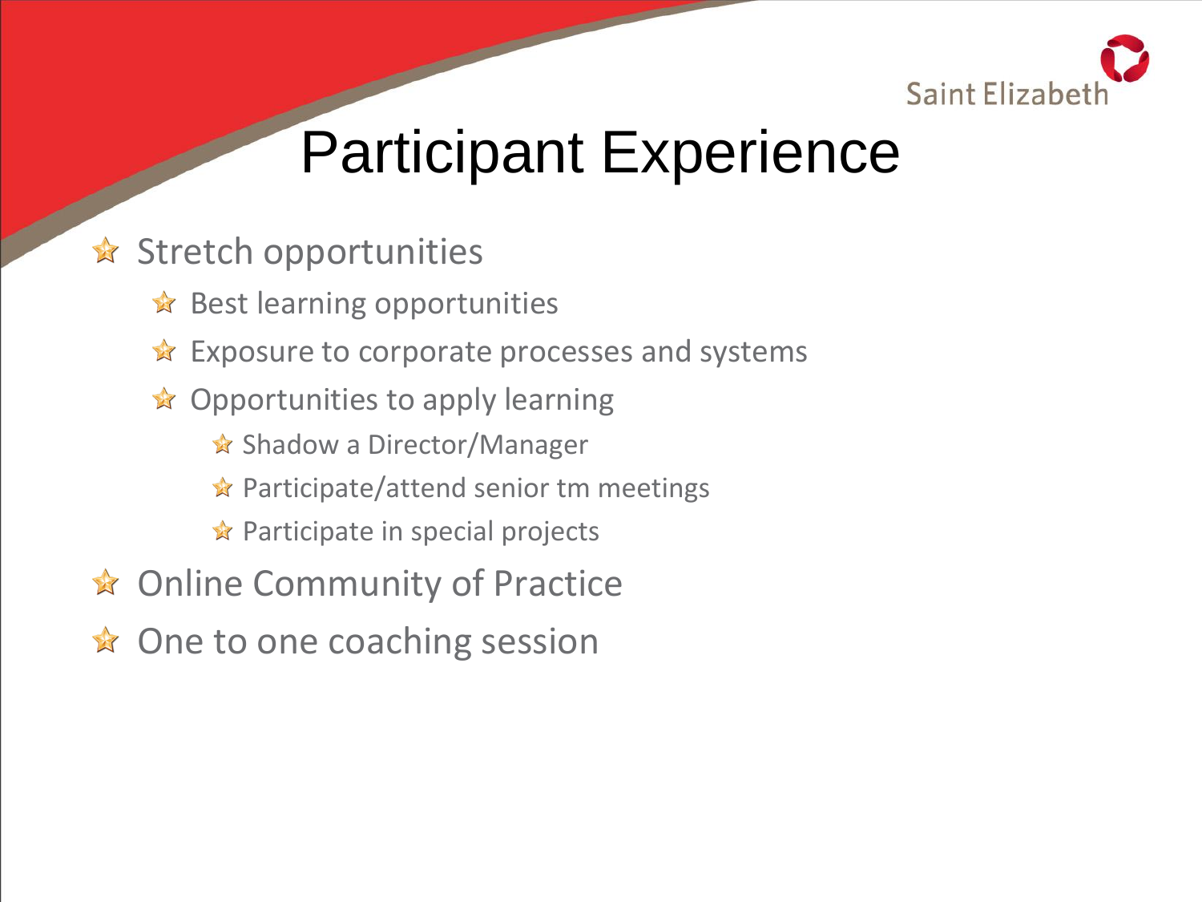# Participant Experience

- Stretch opportunities
  - Best learning opportunities
  - Exposure to corporate processes and systems
  - Opportunities to apply learning
    - Shadow a Director/Manager
    - Participate/attend senior tm meetings
    - Participate in special projects
- Online Community of Practice
- One to one coaching session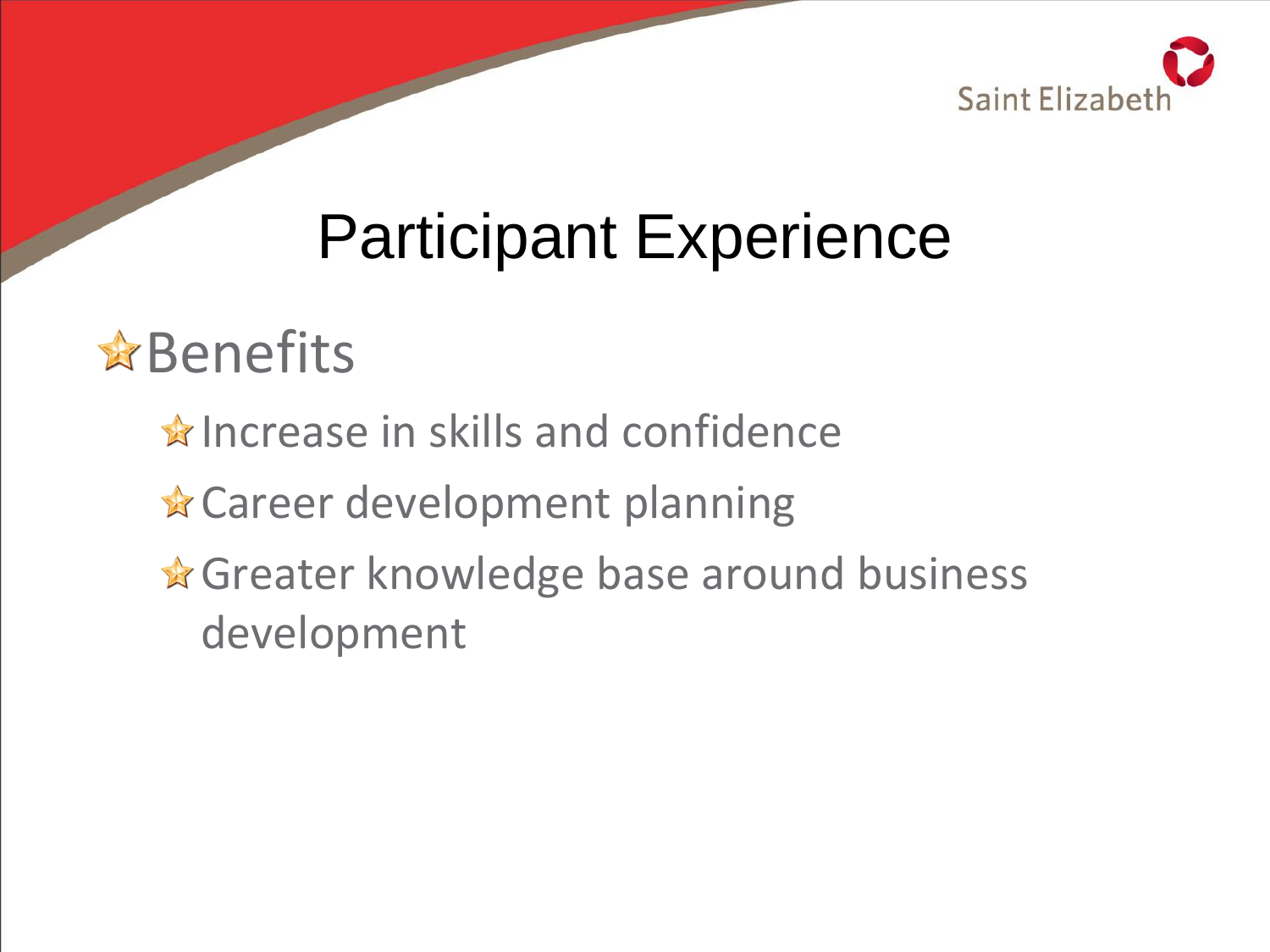# Participant Experience

- Benefits
  - Increase in skills and confidence
  - Career development planning
  - Greater knowledge base around business development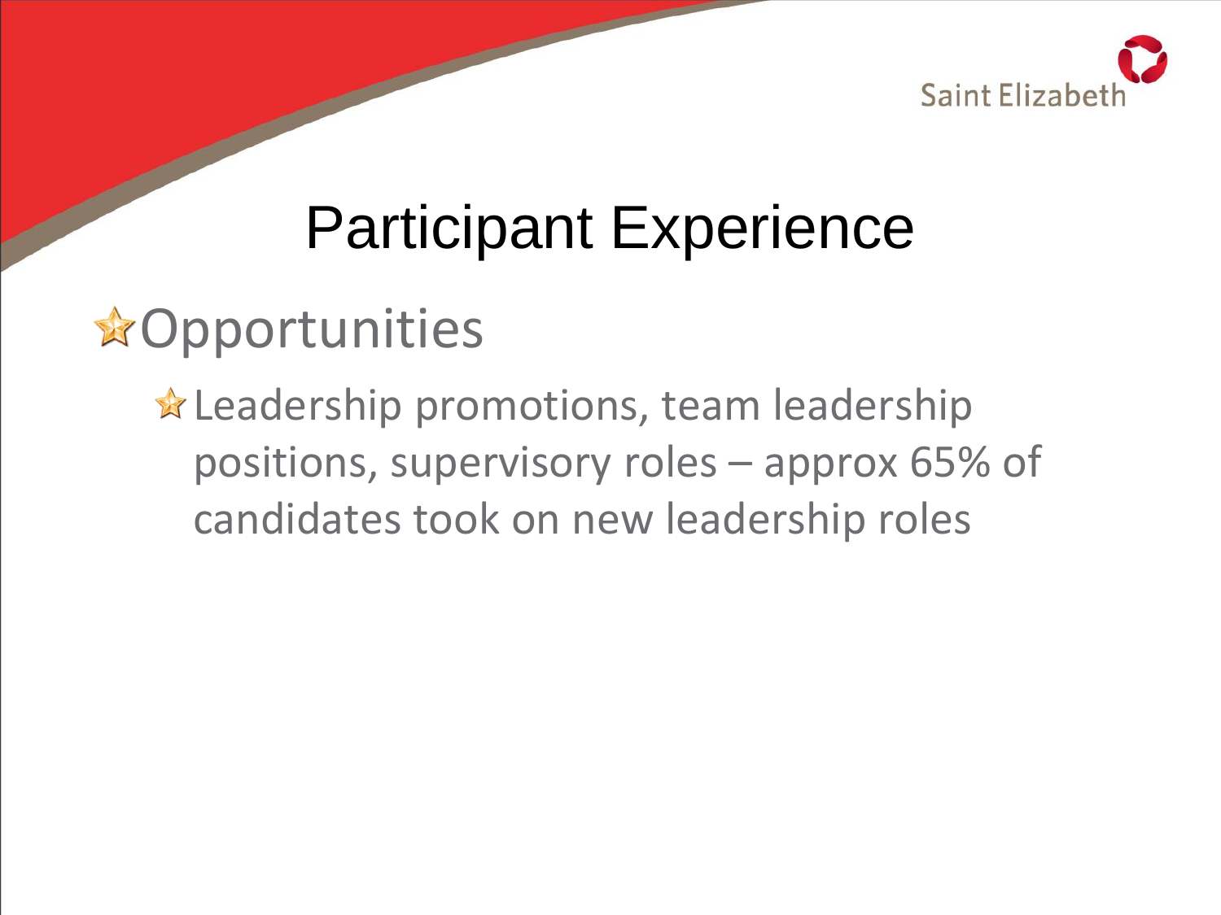# Participant Experience

- Opportunities
  - Leadership promotions, team leadership positions, supervisory roles – approx 65% of candidates took on new leadership roles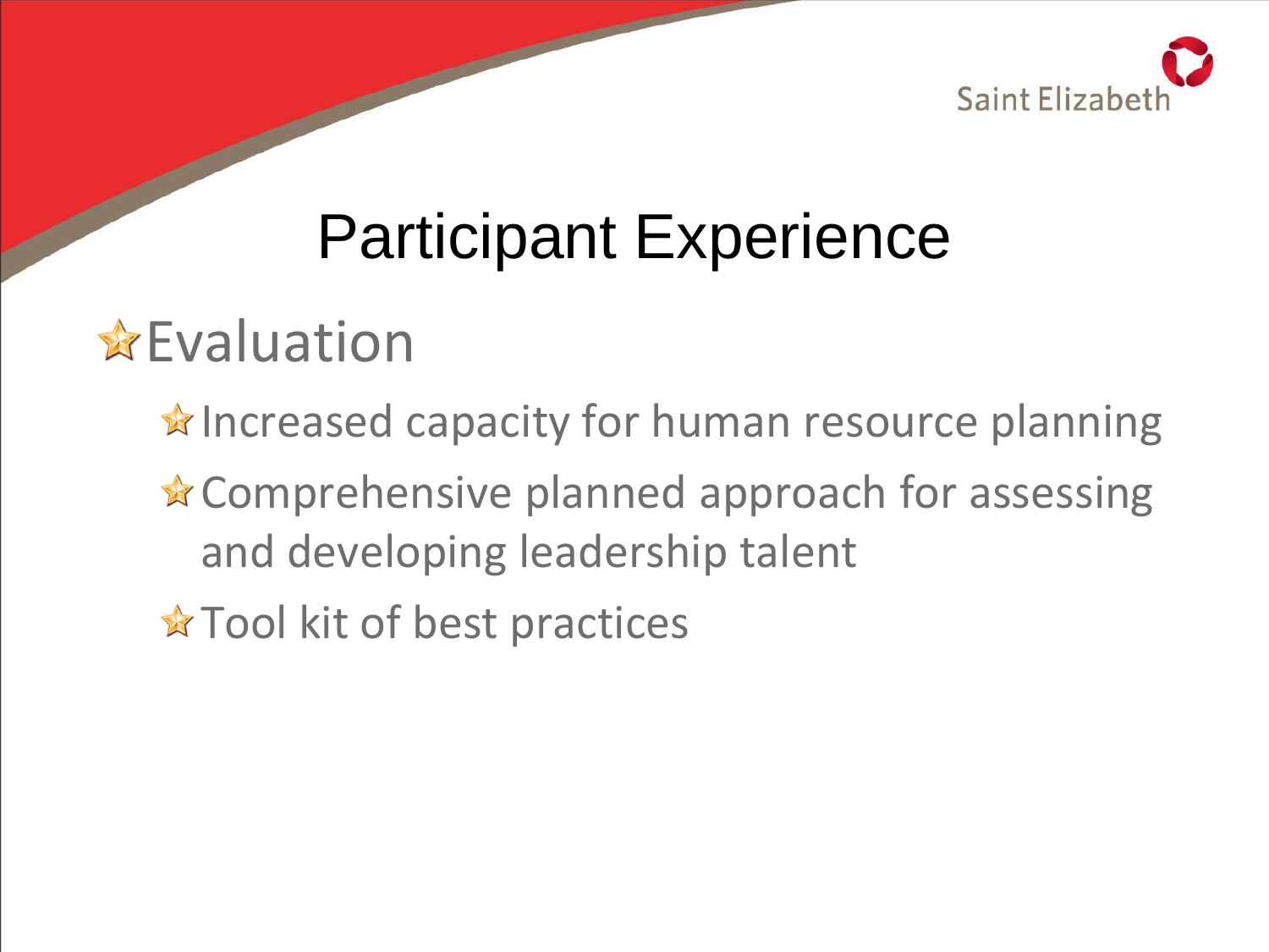# Participant Experience

- Evaluation
  - Increased capacity for human resource planning
  - Comprehensive planned approach for assessing and developing leadership talent
  - Tool kit of best practices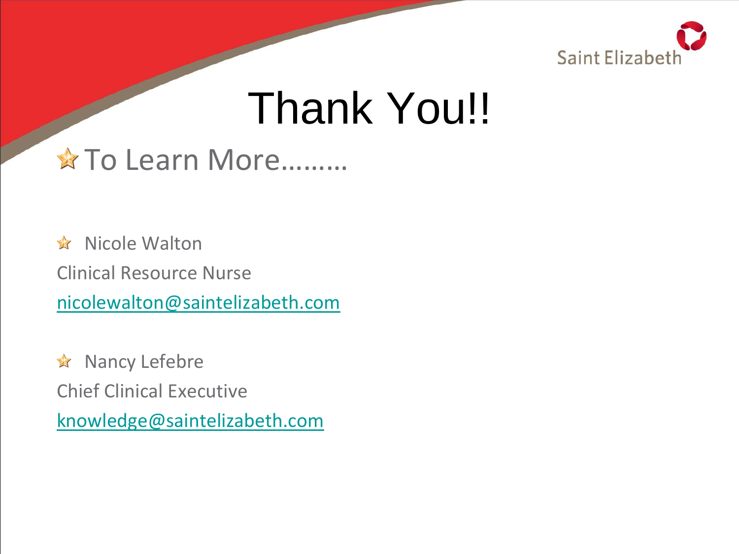# Thank You!!

## ☆ To Learn More………

☆ Nicole Walton

Clinical Resource Nurse

nicolewalton@saintelizabeth.com

☆ Nancy Lefebre

Chief Clinical Executive

knowledge@saintelizabeth.com